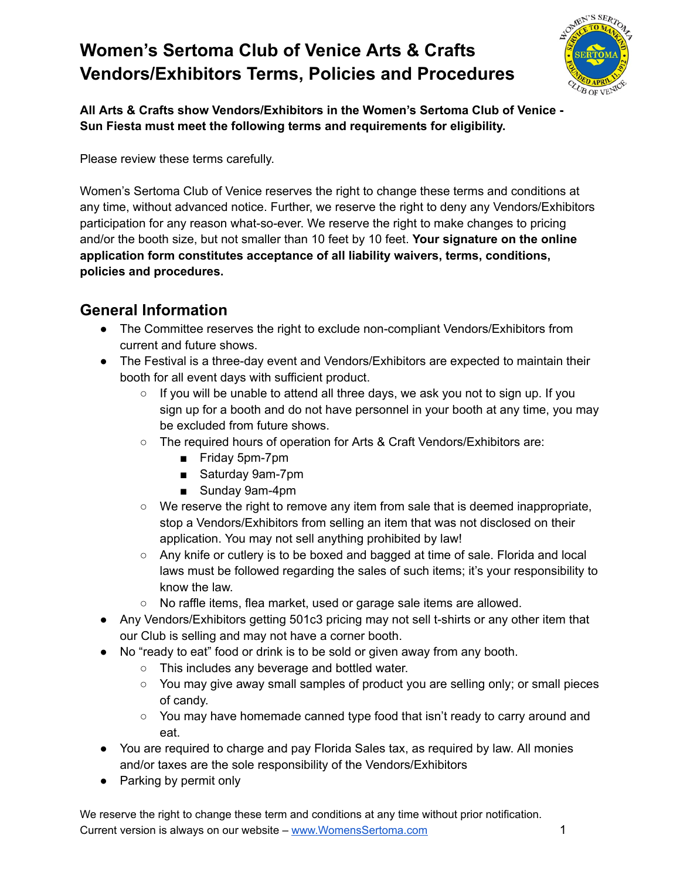# Women's Sertoma Club of Venice Arts & Crafts Vendors/Exhibitors Terms, Policies and Procedures

**All Arts & Crafts show Vendors/Exhibitors in the Women's Sertoma Club of Venice - Sun Fiesta must meet the following terms and requirements for eligibility.**

Please review these terms carefully.

Women's Sertoma Club of Venice reserves the right to change these terms and conditions at any time, without advanced notice. Further, we reserve the right to deny any Vendors/Exhibitors participation for any reason what-so-ever. We reserve the right to make changes to pricing and/or the booth size, but not smaller than 10 feet by 10 feet. **Your signature on the online application form constitutes acceptance of all liability waivers, terms, conditions, policies and procedures.**

## General Information

- The Committee reserves the right to exclude non-compliant Vendors/Exhibitors from current and future shows.
- The Festival is a three-day event and Vendors/Exhibitors are expected to maintain their booth for all event days with sufficient product.
  - If you will be unable to attend all three days, we ask you not to sign up. If you sign up for a booth and do not have personnel in your booth at any time, you may be excluded from future shows.
  - The required hours of operation for Arts & Craft Vendors/Exhibitors are:
    - Friday 5pm-7pm
    - Saturday 9am-7pm
    - Sunday 9am-4pm
  - We reserve the right to remove any item from sale that is deemed inappropriate, stop a Vendors/Exhibitors from selling an item that was not disclosed on their application. You may not sell anything prohibited by law!
  - Any knife or cutlery is to be boxed and bagged at time of sale. Florida and local laws must be followed regarding the sales of such items; it's your responsibility to know the law.
  - No raffle items, flea market, used or garage sale items are allowed.
- Any Vendors/Exhibitors getting 501c3 pricing may not sell t-shirts or any other item that our Club is selling and may not have a corner booth.
- No "ready to eat" food or drink is to be sold or given away from any booth.
  - This includes any beverage and bottled water.
  - You may give away small samples of product you are selling only; or small pieces of candy.
  - You may have homemade canned type food that isn't ready to carry around and eat.
- You are required to charge and pay Florida Sales tax, as required by law. All monies and/or taxes are the sole responsibility of the Vendors/Exhibitors
- Parking by permit only

We reserve the right to change these term and conditions at any time without prior notification.
Current version is always on our website – [www.WomensSertoma.com](http://www.WomensSertoma.com)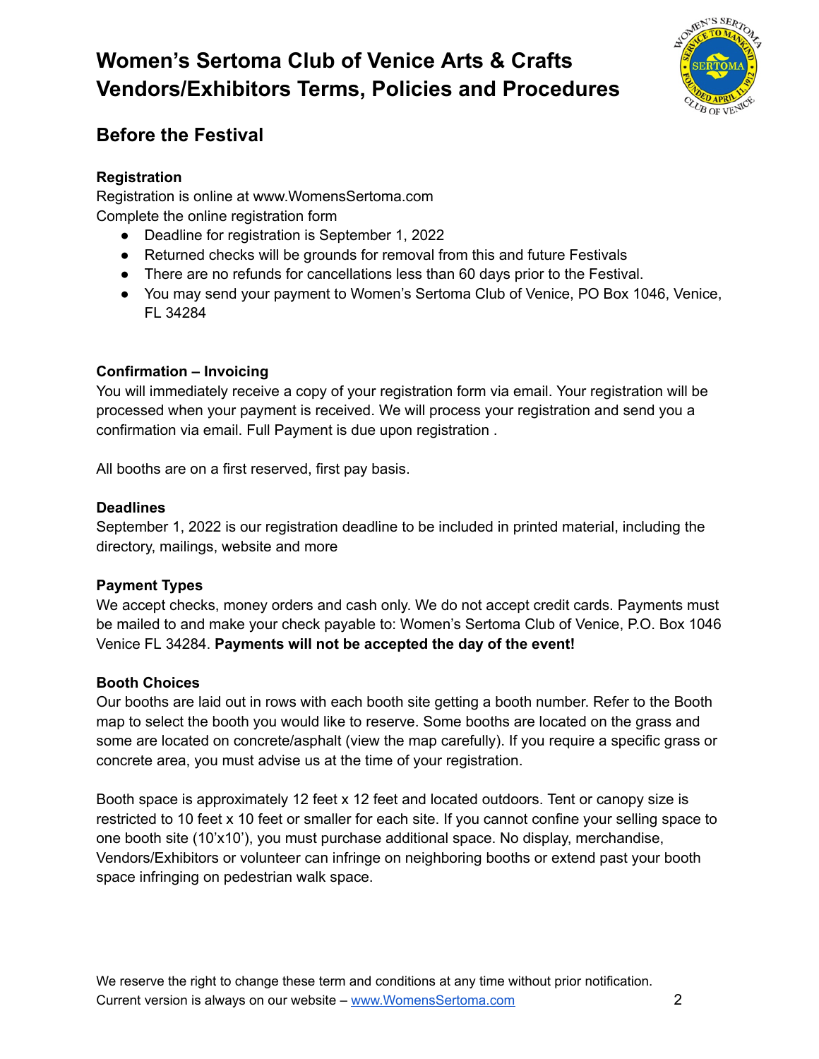# Women's Sertoma Club of Venice Arts & Crafts Vendors/Exhibitors Terms, Policies and Procedures

## Before the Festival

**Registration**

Registration is online at www.WomensSertoma.com

Complete the online registration form

- Deadline for registration is September 1, 2022
- Returned checks will be grounds for removal from this and future Festivals
- There are no refunds for cancellations less than 60 days prior to the Festival.
- You may send your payment to Women's Sertoma Club of Venice, PO Box 1046, Venice, FL 34284

**Confirmation – Invoicing**

You will immediately receive a copy of your registration form via email. Your registration will be processed when your payment is received. We will process your registration and send you a confirmation via email. Full Payment is due upon registration .

All booths are on a first reserved, first pay basis.

**Deadlines**

September 1, 2022 is our registration deadline to be included in printed material, including the directory, mailings, website and more

**Payment Types**

We accept checks, money orders and cash only. We do not accept credit cards. Payments must be mailed to and make your check payable to: Women's Sertoma Club of Venice, P.O. Box 1046 Venice FL 34284. **Payments will not be accepted the day of the event!**

**Booth Choices**

Our booths are laid out in rows with each booth site getting a booth number. Refer to the Booth map to select the booth you would like to reserve. Some booths are located on the grass and some are located on concrete/asphalt (view the map carefully). If you require a specific grass or concrete area, you must advise us at the time of your registration.

Booth space is approximately 12 feet x 12 feet and located outdoors. Tent or canopy size is restricted to 10 feet x 10 feet or smaller for each site. If you cannot confine your selling space to one booth site (10'x10'), you must purchase additional space. No display, merchandise, Vendors/Exhibitors or volunteer can infringe on neighboring booths or extend past your booth space infringing on pedestrian walk space.

We reserve the right to change these term and conditions at any time without prior notification.
Current version is always on our website – [www.WomensSertoma.com](http://www.WomensSertoma.com)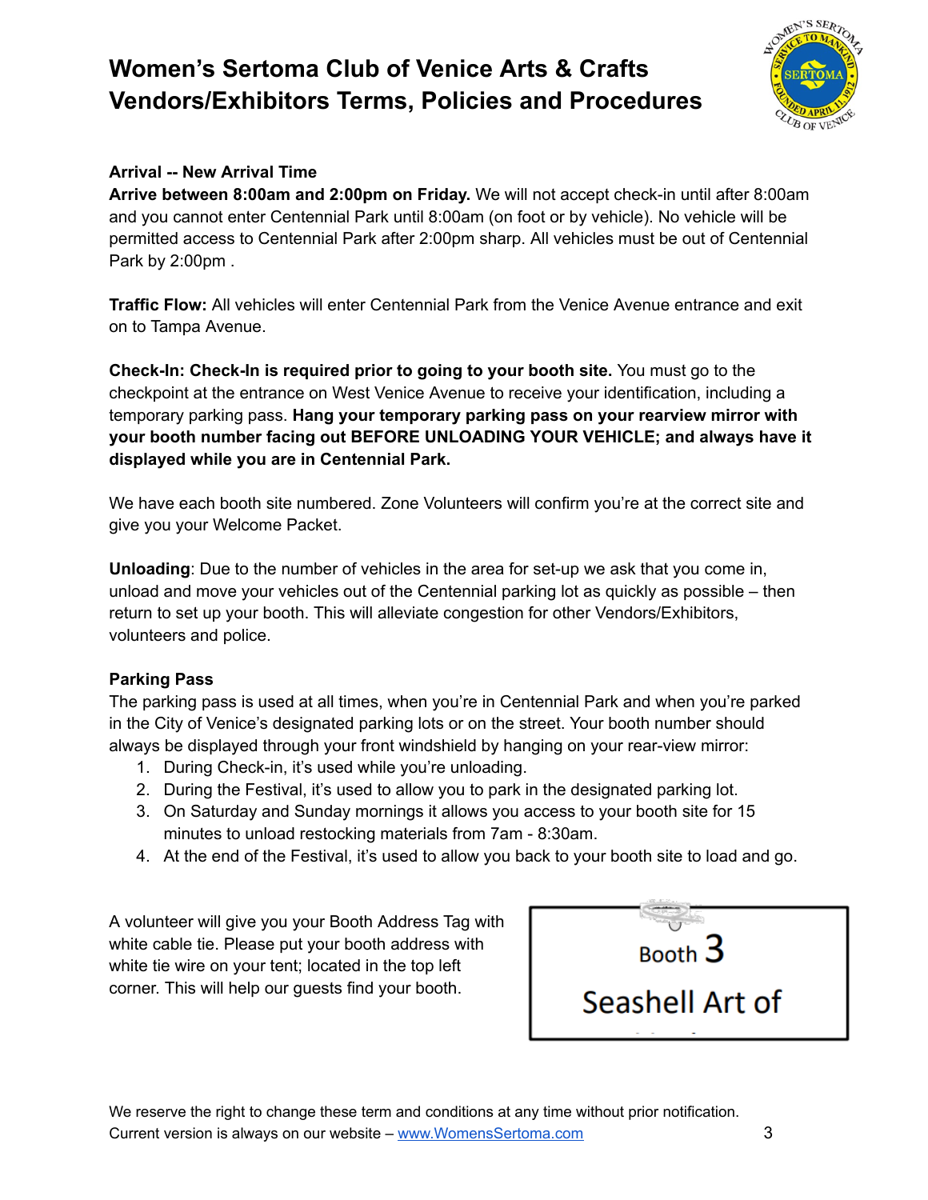# Women's Sertoma Club of Venice Arts & Crafts Vendors/Exhibitors Terms, Policies and Procedures

**Arrival -- New Arrival Time**

**Arrive between 8:00am and 2:00pm on Friday.** We will not accept check-in until after 8:00am and you cannot enter Centennial Park until 8:00am (on foot or by vehicle). No vehicle will be permitted access to Centennial Park after 2:00pm sharp. All vehicles must be out of Centennial Park by 2:00pm .

**Traffic Flow:** All vehicles will enter Centennial Park from the Venice Avenue entrance and exit on to Tampa Avenue.

**Check-In: Check-In is required prior to going to your booth site.** You must go to the checkpoint at the entrance on West Venice Avenue to receive your identification, including a temporary parking pass. **Hang your temporary parking pass on your rearview mirror with your booth number facing out BEFORE UNLOADING YOUR VEHICLE; and always have it displayed while you are in Centennial Park.**

We have each booth site numbered. Zone Volunteers will confirm you're at the correct site and give you your Welcome Packet.

**Unloading**: Due to the number of vehicles in the area for set-up we ask that you come in, unload and move your vehicles out of the Centennial parking lot as quickly as possible – then return to set up your booth. This will alleviate congestion for other Vendors/Exhibitors, volunteers and police.

**Parking Pass**

The parking pass is used at all times, when you're in Centennial Park and when you're parked in the City of Venice's designated parking lots or on the street. Your booth number should always be displayed through your front windshield by hanging on your rear-view mirror:

1. During Check-in, it's used while you're unloading.
2. During the Festival, it's used to allow you to park in the designated parking lot.
3. On Saturday and Sunday mornings it allows you access to your booth site for 15 minutes to unload restocking materials from 7am - 8:30am.
4. At the end of the Festival, it's used to allow you back to your booth site to load and go.

A volunteer will give you your Booth Address Tag with white cable tie. Please put your booth address with white tie wire on your tent; located in the top left corner. This will help our guests find your booth.

Booth 3

Seashell Art of

We reserve the right to change these term and conditions at any time without prior notification. Current version is always on our website – [www.WomensSertoma.com](http://www.WomensSertoma.com)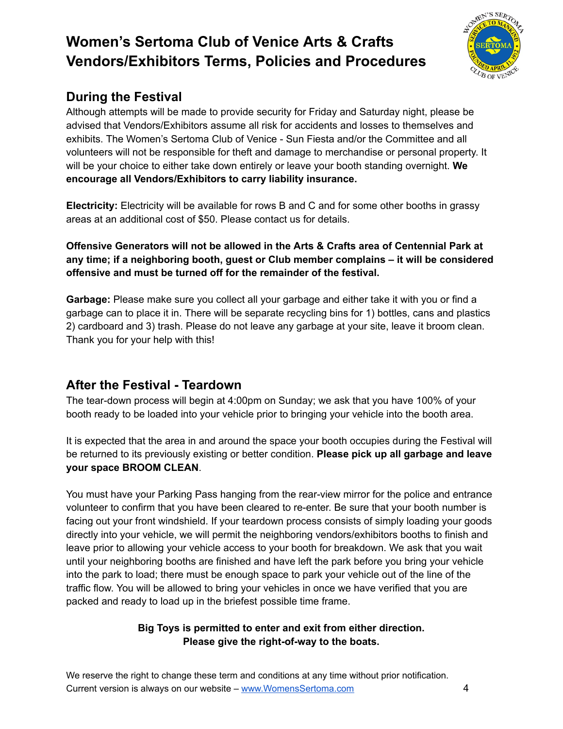# Women's Sertoma Club of Venice Arts & Crafts Vendors/Exhibitors Terms, Policies and Procedures

## During the Festival

Although attempts will be made to provide security for Friday and Saturday night, please be advised that Vendors/Exhibitors assume all risk for accidents and losses to themselves and exhibits. The Women's Sertoma Club of Venice - Sun Fiesta and/or the Committee and all volunteers will not be responsible for theft and damage to merchandise or personal property. It will be your choice to either take down entirely or leave your booth standing overnight. **We encourage all Vendors/Exhibitors to carry liability insurance.**

**Electricity:** Electricity will be available for rows B and C and for some other booths in grassy areas at an additional cost of $50. Please contact us for details.

**Offensive Generators will not be allowed in the Arts & Crafts area of Centennial Park at any time; if a neighboring booth, guest or Club member complains – it will be considered offensive and must be turned off for the remainder of the festival.**

**Garbage:** Please make sure you collect all your garbage and either take it with you or find a garbage can to place it in. There will be separate recycling bins for 1) bottles, cans and plastics 2) cardboard and 3) trash. Please do not leave any garbage at your site, leave it broom clean. Thank you for your help with this!

## After the Festival - Teardown

The tear-down process will begin at 4:00pm on Sunday; we ask that you have 100% of your booth ready to be loaded into your vehicle prior to bringing your vehicle into the booth area.

It is expected that the area in and around the space your booth occupies during the Festival will be returned to its previously existing or better condition. **Please pick up all garbage and leave your space BROOM CLEAN**.

You must have your Parking Pass hanging from the rear-view mirror for the police and entrance volunteer to confirm that you have been cleared to re-enter. Be sure that your booth number is facing out your front windshield. If your teardown process consists of simply loading your goods directly into your vehicle, we will permit the neighboring vendors/exhibitors booths to finish and leave prior to allowing your vehicle access to your booth for breakdown. We ask that you wait until your neighboring booths are finished and have left the park before you bring your vehicle into the park to load; there must be enough space to park your vehicle out of the line of the traffic flow. You will be allowed to bring your vehicles in once we have verified that you are packed and ready to load up in the briefest possible time frame.

**Big Toys is permitted to enter and exit from either direction.**
**Please give the right-of-way to the boats.**

We reserve the right to change these term and conditions at any time without prior notification.
Current version is always on our website – [www.WomensSertoma.com](http://www.WomensSertoma.com)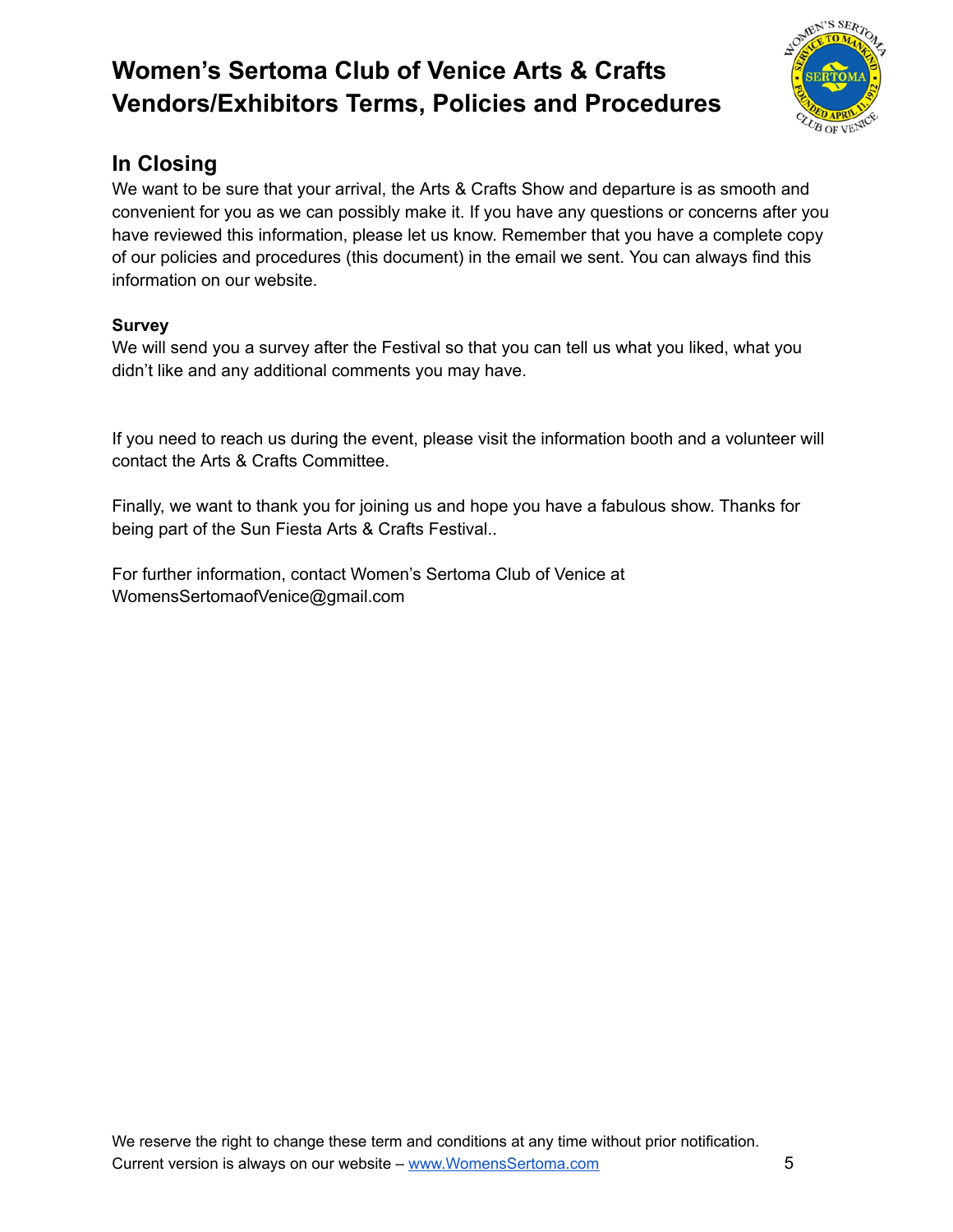# Women's Sertoma Club of Venice Arts & Crafts Vendors/Exhibitors Terms, Policies and Procedures

## In Closing

We want to be sure that your arrival, the Arts & Crafts Show and departure is as smooth and convenient for you as we can possibly make it. If you have any questions or concerns after you have reviewed this information, please let us know. Remember that you have a complete copy of our policies and procedures (this document) in the email we sent. You can always find this information on our website.

### Survey

We will send you a survey after the Festival so that you can tell us what you liked, what you didn't like and any additional comments you may have.

If you need to reach us during the event, please visit the information booth and a volunteer will contact the Arts & Crafts Committee.

Finally, we want to thank you for joining us and hope you have a fabulous show. Thanks for being part of the Sun Fiesta Arts & Crafts Festival..

For further information, contact Women's Sertoma Club of Venice at WomensSertomaofVenice@gmail.com

We reserve the right to change these term and conditions at any time without prior notification.
Current version is always on our website – [www.WomensSertoma.com](http://www.WomensSertoma.com)